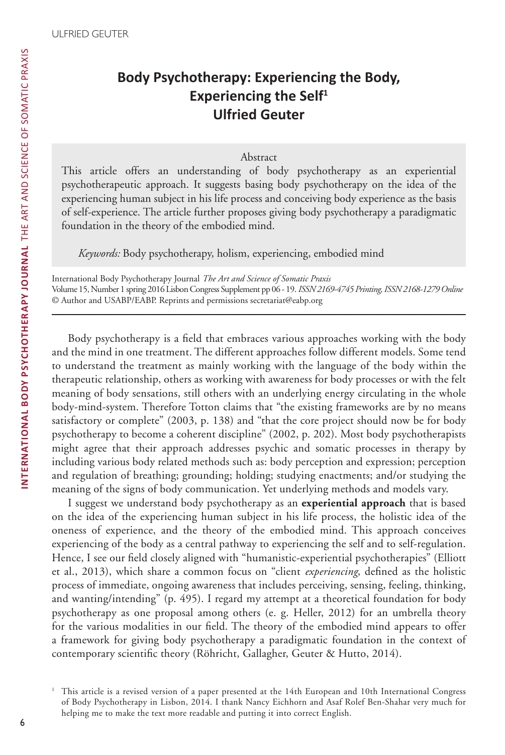# Body Psychotherapy: Experiencing the Body, Experiencing the Self[1]
## Ulfried Geuter

**Abstract**

This article offers an understanding of body psychotherapy as an experiential psychotherapeutic approach. It suggests basing body psychotherapy on the idea of the experiencing human subject in his life process and conceiving body experience as the basis of self-experience. The article further proposes giving body psychotherapy a paradigmatic foundation in the theory of the embodied mind.

*Keywords:* Body psychotherapy, holism, experiencing, embodied mind

International Body Psychotherapy Journal *The Art and Science of Somatic Praxis*
Volume 15, Number 1 spring 2016 Lisbon Congress Supplement pp 06 - 19. *ISSN 2169-4745 Printing, ISSN 2168-1279 Online*
© Author and USABP/EABP. Reprints and permissions secretariat@eabp.org

---

Body psychotherapy is a field that embraces various approaches working with the body and the mind in one treatment. The different approaches follow different models. Some tend to understand the treatment as mainly working with the language of the body within the therapeutic relationship, others as working with awareness for body processes or with the felt meaning of body sensations, still others with an underlying energy circulating in the whole body-mind-system. Therefore Totton claims that "the existing frameworks are by no means satisfactory or complete" (2003, p. 138) and "that the core project should now be for body psychotherapy to become a coherent discipline" (2002, p. 202). Most body psychotherapists might agree that their approach addresses psychic and somatic processes in therapy by including various body related methods such as: body perception and expression; perception and regulation of breathing; grounding; holding; studying enactments; and/or studying the meaning of the signs of body communication. Yet underlying methods and models vary.

I suggest we understand body psychotherapy as an **experiential approach** that is based on the idea of the experiencing human subject in his life process, the holistic idea of the oneness of experience, and the theory of the embodied mind. This approach conceives experiencing of the body as a central pathway to experiencing the self and to self-regulation. Hence, I see our field closely aligned with "humanistic-experiential psychotherapies" (Elliott et al., 2013), which share a common focus on "client *experiencing*, defined as the holistic process of immediate, ongoing awareness that includes perceiving, sensing, feeling, thinking, and wanting/intending" (p. 495). I regard my attempt at a theoretical foundation for body psychotherapy as one proposal among others (e. g. Heller, 2012) for an umbrella theory for the various modalities in our field. The theory of the embodied mind appears to offer a framework for giving body psychotherapy a paradigmatic foundation in the context of contemporary scientific theory (Röhricht, Gallagher, Geuter & Hutto, 2014).

[1] This article is a revised version of a paper presented at the 14th European and 10th International Congress of Body Psychotherapy in Lisbon, 2014. I thank Nancy Eichhorn and Asaf Rolef Ben-Shahar very much for helping me to make the text more readable and putting it into correct English.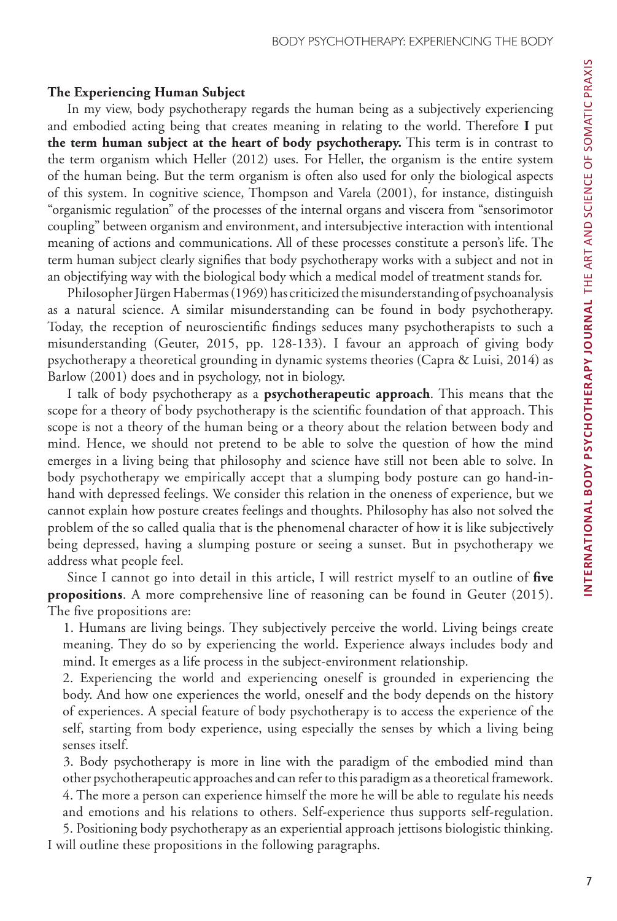**The Experiencing Human Subject**

In my view, body psychotherapy regards the human being as a subjectively experiencing and embodied acting being that creates meaning in relating to the world. Therefore **I** put **the term human subject at the heart of body psychotherapy.** This term is in contrast to the term organism which Heller (2012) uses. For Heller, the organism is the entire system of the human being. But the term organism is often also used for only the biological aspects of this system. In cognitive science, Thompson and Varela (2001), for instance, distinguish "organismic regulation" of the processes of the internal organs and viscera from "sensorimotor coupling" between organism and environment, and intersubjective interaction with intentional meaning of actions and communications. All of these processes constitute a person's life. The term human subject clearly signifies that body psychotherapy works with a subject and not in an objectifying way with the biological body which a medical model of treatment stands for.

Philosopher Jürgen Habermas (1969) has criticized the misunderstanding of psychoanalysis as a natural science. A similar misunderstanding can be found in body psychotherapy. Today, the reception of neuroscientific findings seduces many psychotherapists to such a misunderstanding (Geuter, 2015, pp. 128-133). I favour an approach of giving body psychotherapy a theoretical grounding in dynamic systems theories (Capra & Luisi, 2014) as Barlow (2001) does and in psychology, not in biology.

I talk of body psychotherapy as a **psychotherapeutic approach**. This means that the scope for a theory of body psychotherapy is the scientific foundation of that approach. This scope is not a theory of the human being or a theory about the relation between body and mind. Hence, we should not pretend to be able to solve the question of how the mind emerges in a living being that philosophy and science have still not been able to solve. In body psychotherapy we empirically accept that a slumping body posture can go hand-in-hand with depressed feelings. We consider this relation in the oneness of experience, but we cannot explain how posture creates feelings and thoughts. Philosophy has also not solved the problem of the so called qualia that is the phenomenal character of how it is like subjectively being depressed, having a slumping posture or seeing a sunset. But in psychotherapy we address what people feel.

Since I cannot go into detail in this article, I will restrict myself to an outline of **five propositions**. A more comprehensive line of reasoning can be found in Geuter (2015). The five propositions are:

1. Humans are living beings. They subjectively perceive the world. Living beings create meaning. They do so by experiencing the world. Experience always includes body and mind. It emerges as a life process in the subject-environment relationship.
2. Experiencing the world and experiencing oneself is grounded in experiencing the body. And how one experiences the world, oneself and the body depends on the history of experiences. A special feature of body psychotherapy is to access the experience of the self, starting from body experience, using especially the senses by which a living being senses itself.
3. Body psychotherapy is more in line with the paradigm of the embodied mind than other psychotherapeutic approaches and can refer to this paradigm as a theoretical framework.
4. The more a person can experience himself the more he will be able to regulate his needs and emotions and his relations to others. Self-experience thus supports self-regulation.
5. Positioning body psychotherapy as an experiential approach jettisons biologistic thinking.

I will outline these propositions in the following paragraphs.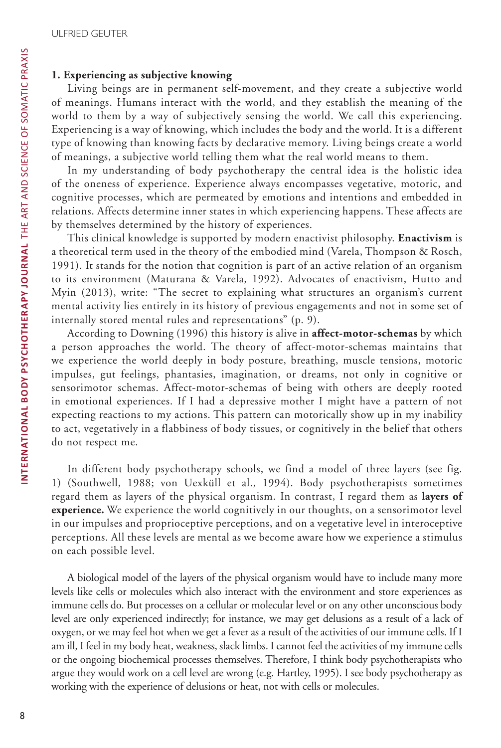**1. Experiencing as subjective knowing**

Living beings are in permanent self-movement, and they create a subjective world of meanings. Humans interact with the world, and they establish the meaning of the world to them by a way of subjectively sensing the world. We call this experiencing. Experiencing is a way of knowing, which includes the body and the world. It is a different type of knowing than knowing facts by declarative memory. Living beings create a world of meanings, a subjective world telling them what the real world means to them.

In my understanding of body psychotherapy the central idea is the holistic idea of the oneness of experience. Experience always encompasses vegetative, motoric, and cognitive processes, which are permeated by emotions and intentions and embedded in relations. Affects determine inner states in which experiencing happens. These affects are by themselves determined by the history of experiences.

This clinical knowledge is supported by modern enactivist philosophy. **Enactivism** is a theoretical term used in the theory of the embodied mind (Varela, Thompson & Rosch, 1991). It stands for the notion that cognition is part of an active relation of an organism to its environment (Maturana & Varela, 1992). Advocates of enactivism, Hutto and Myin (2013), write: "The secret to explaining what structures an organism's current mental activity lies entirely in its history of previous engagements and not in some set of internally stored mental rules and representations" (p. 9).

According to Downing (1996) this history is alive in **affect-motor-schemas** by which a person approaches the world. The theory of affect-motor-schemas maintains that we experience the world deeply in body posture, breathing, muscle tensions, motoric impulses, gut feelings, phantasies, imagination, or dreams, not only in cognitive or sensorimotor schemas. Affect-motor-schemas of being with others are deeply rooted in emotional experiences. If I had a depressive mother I might have a pattern of not expecting reactions to my actions. This pattern can motorically show up in my inability to act, vegetatively in a flabbiness of body tissues, or cognitively in the belief that others do not respect me.

In different body psychotherapy schools, we find a model of three layers (see fig. 1) (Southwell, 1988; von Uexküll et al., 1994). Body psychotherapists sometimes regard them as layers of the physical organism. In contrast, I regard them as **layers of experience.** We experience the world cognitively in our thoughts, on a sensorimotor level in our impulses and proprioceptive perceptions, and on a vegetative level in interoceptive perceptions. All these levels are mental as we become aware how we experience a stimulus on each possible level.

A biological model of the layers of the physical organism would have to include many more levels like cells or molecules which also interact with the environment and store experiences as immune cells do. But processes on a cellular or molecular level or on any other unconscious body level are only experienced indirectly; for instance, we may get delusions as a result of a lack of oxygen, or we may feel hot when we get a fever as a result of the activities of our immune cells. If I am ill, I feel in my body heat, weakness, slack limbs. I cannot feel the activities of my immune cells or the ongoing biochemical processes themselves. Therefore, I think body psychotherapists who argue they would work on a cell level are wrong (e.g. Hartley, 1995). I see body psychotherapy as working with the experience of delusions or heat, not with cells or molecules.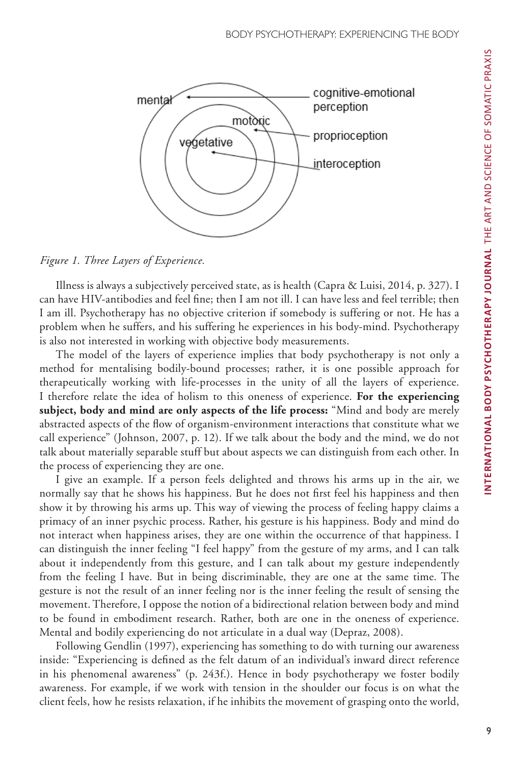*Figure 1. Three Layers of Experience.*

Illness is always a subjectively perceived state, as is health (Capra & Luisi, 2014, p. 327). I can have HIV-antibodies and feel fine; then I am not ill. I can have less and feel terrible; then I am ill. Psychotherapy has no objective criterion if somebody is suffering or not. He has a problem when he suffers, and his suffering he experiences in his body-mind. Psychotherapy is also not interested in working with objective body measurements.

The model of the layers of experience implies that body psychotherapy is not only a method for mentalising bodily-bound processes; rather, it is one possible approach for therapeutically working with life-processes in the unity of all the layers of experience. I therefore relate the idea of holism to this oneness of experience. **For the experiencing subject, body and mind are only aspects of the life process:** "Mind and body are merely abstracted aspects of the flow of organism-environment interactions that constitute what we call experience" (Johnson, 2007, p. 12). If we talk about the body and the mind, we do not talk about materially separable stuff but about aspects we can distinguish from each other. In the process of experiencing they are one.

I give an example. If a person feels delighted and throws his arms up in the air, we normally say that he shows his happiness. But he does not first feel his happiness and then show it by throwing his arms up. This way of viewing the process of feeling happy claims a primacy of an inner psychic process. Rather, his gesture is his happiness. Body and mind do not interact when happiness arises, they are one within the occurrence of that happiness. I can distinguish the inner feeling "I feel happy" from the gesture of my arms, and I can talk about it independently from this gesture, and I can talk about my gesture independently from the feeling I have. But in being discriminable, they are one at the same time. The gesture is not the result of an inner feeling nor is the inner feeling the result of sensing the movement. Therefore, I oppose the notion of a bidirectional relation between body and mind to be found in embodiment research. Rather, both are one in the oneness of experience. Mental and bodily experiencing do not articulate in a dual way (Depraz, 2008).

Following Gendlin (1997), experiencing has something to do with turning our awareness inside: "Experiencing is defined as the felt datum of an individual's inward direct reference in his phenomenal awareness" (p. 243f.). Hence in body psychotherapy we foster bodily awareness. For example, if we work with tension in the shoulder our focus is on what the client feels, how he resists relaxation, if he inhibits the movement of grasping onto the world,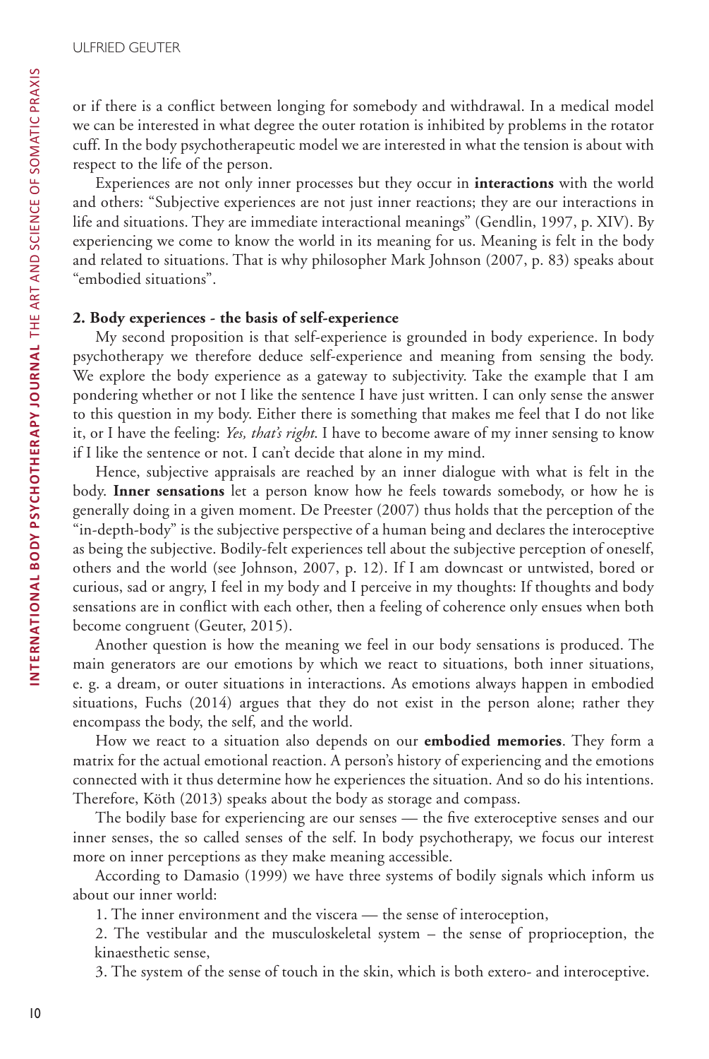or if there is a conflict between longing for somebody and withdrawal. In a medical model we can be interested in what degree the outer rotation is inhibited by problems in the rotator cuff. In the body psychotherapeutic model we are interested in what the tension is about with respect to the life of the person.

Experiences are not only inner processes but they occur in **interactions** with the world and others: "Subjective experiences are not just inner reactions; they are our interactions in life and situations. They are immediate interactional meanings" (Gendlin, 1997, p. XIV). By experiencing we come to know the world in its meaning for us. Meaning is felt in the body and related to situations. That is why philosopher Mark Johnson (2007, p. 83) speaks about "embodied situations".

### 2. Body experiences - the basis of self-experience

My second proposition is that self-experience is grounded in body experience. In body psychotherapy we therefore deduce self-experience and meaning from sensing the body. We explore the body experience as a gateway to subjectivity. Take the example that I am pondering whether or not I like the sentence I have just written. I can only sense the answer to this question in my body. Either there is something that makes me feel that I do not like it, or I have the feeling: *Yes, that's right.* I have to become aware of my inner sensing to know if I like the sentence or not. I can't decide that alone in my mind.

Hence, subjective appraisals are reached by an inner dialogue with what is felt in the body. **Inner sensations** let a person know how he feels towards somebody, or how he is generally doing in a given moment. De Preester (2007) thus holds that the perception of the "in-depth-body" is the subjective perspective of a human being and declares the interoceptive as being the subjective. Bodily-felt experiences tell about the subjective perception of oneself, others and the world (see Johnson, 2007, p. 12). If I am downcast or untwisted, bored or curious, sad or angry, I feel in my body and I perceive in my thoughts: If thoughts and body sensations are in conflict with each other, then a feeling of coherence only ensues when both become congruent (Geuter, 2015).

Another question is how the meaning we feel in our body sensations is produced. The main generators are our emotions by which we react to situations, both inner situations, e. g. a dream, or outer situations in interactions. As emotions always happen in embodied situations, Fuchs (2014) argues that they do not exist in the person alone; rather they encompass the body, the self, and the world.

How we react to a situation also depends on our **embodied memories**. They form a matrix for the actual emotional reaction. A person's history of experiencing and the emotions connected with it thus determine how he experiences the situation. And so do his intentions. Therefore, Köth (2013) speaks about the body as storage and compass.

The bodily base for experiencing are our senses — the five exteroceptive senses and our inner senses, the so called senses of the self. In body psychotherapy, we focus our interest more on inner perceptions as they make meaning accessible.

According to Damasio (1999) we have three systems of bodily signals which inform us about our inner world:

1. The inner environment and the viscera — the sense of interoception,
2. The vestibular and the musculoskeletal system – the sense of proprioception, the kinaesthetic sense,
3. The system of the sense of touch in the skin, which is both extero- and interoceptive.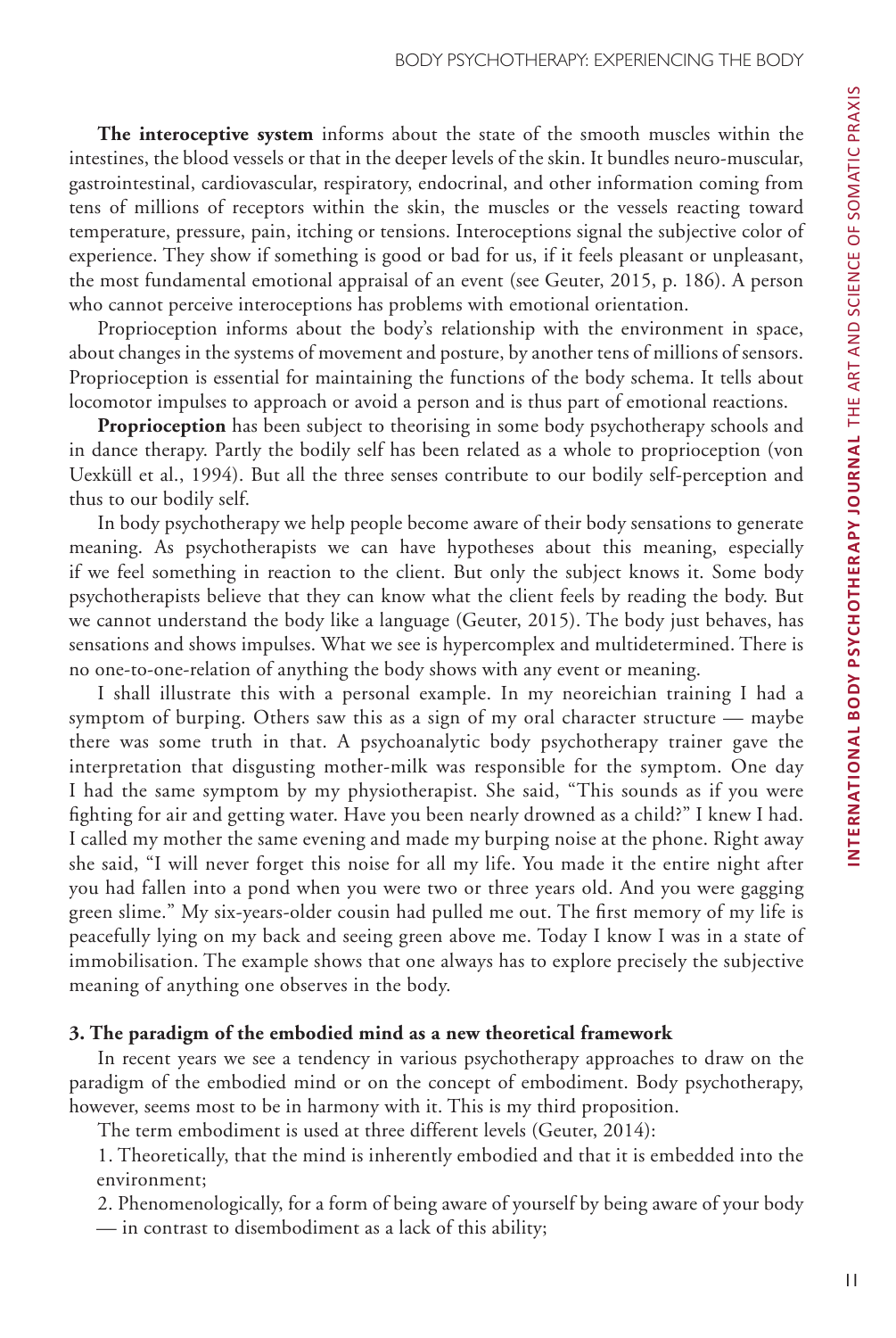**The interoceptive system** informs about the state of the smooth muscles within the intestines, the blood vessels or that in the deeper levels of the skin. It bundles neuro-muscular, gastrointestinal, cardiovascular, respiratory, endocrinal, and other information coming from tens of millions of receptors within the skin, the muscles or the vessels reacting toward temperature, pressure, pain, itching or tensions. Interoceptions signal the subjective color of experience. They show if something is good or bad for us, if it feels pleasant or unpleasant, the most fundamental emotional appraisal of an event (see Geuter, 2015, p. 186). A person who cannot perceive interoceptions has problems with emotional orientation.

Proprioception informs about the body's relationship with the environment in space, about changes in the systems of movement and posture, by another tens of millions of sensors. Proprioception is essential for maintaining the functions of the body schema. It tells about locomotor impulses to approach or avoid a person and is thus part of emotional reactions.

**Proprioception** has been subject to theorising in some body psychotherapy schools and in dance therapy. Partly the bodily self has been related as a whole to proprioception (von Uexküll et al., 1994). But all the three senses contribute to our bodily self-perception and thus to our bodily self.

In body psychotherapy we help people become aware of their body sensations to generate meaning. As psychotherapists we can have hypotheses about this meaning, especially if we feel something in reaction to the client. But only the subject knows it. Some body psychotherapists believe that they can know what the client feels by reading the body. But we cannot understand the body like a language (Geuter, 2015). The body just behaves, has sensations and shows impulses. What we see is hypercomplex and multidetermined. There is no one-to-one-relation of anything the body shows with any event or meaning.

I shall illustrate this with a personal example. In my neoreichian training I had a symptom of burping. Others saw this as a sign of my oral character structure — maybe there was some truth in that. A psychoanalytic body psychotherapy trainer gave the interpretation that disgusting mother-milk was responsible for the symptom. One day I had the same symptom by my physiotherapist. She said, "This sounds as if you were fighting for air and getting water. Have you been nearly drowned as a child?" I knew I had. I called my mother the same evening and made my burping noise at the phone. Right away she said, "I will never forget this noise for all my life. You made it the entire night after you had fallen into a pond when you were two or three years old. And you were gagging green slime." My six-years-older cousin had pulled me out. The first memory of my life is peacefully lying on my back and seeing green above me. Today I know I was in a state of immobilisation. The example shows that one always has to explore precisely the subjective meaning of anything one observes in the body.

### 3. The paradigm of the embodied mind as a new theoretical framework

In recent years we see a tendency in various psychotherapy approaches to draw on the paradigm of the embodied mind or on the concept of embodiment. Body psychotherapy, however, seems most to be in harmony with it. This is my third proposition.

The term embodiment is used at three different levels (Geuter, 2014):

1. Theoretically, that the mind is inherently embodied and that it is embedded into the environment;

2. Phenomenologically, for a form of being aware of yourself by being aware of your body — in contrast to disembodiment as a lack of this ability;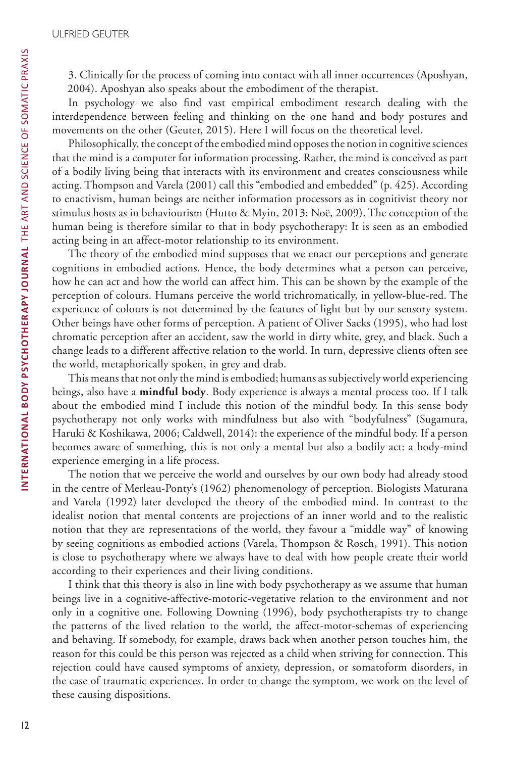3. Clinically for the process of coming into contact with all inner occurrences (Aposhyan, 2004). Aposhyan also speaks about the embodiment of the therapist.

In psychology we also find vast empirical embodiment research dealing with the interdependence between feeling and thinking on the one hand and body postures and movements on the other (Geuter, 2015). Here I will focus on the theoretical level.

Philosophically, the concept of the embodied mind opposes the notion in cognitive sciences that the mind is a computer for information processing. Rather, the mind is conceived as part of a bodily living being that interacts with its environment and creates consciousness while acting. Thompson and Varela (2001) call this "embodied and embedded" (p. 425). According to enactivism, human beings are neither information processors as in cognitivist theory nor stimulus hosts as in behaviourism (Hutto & Myin, 2013; Noë, 2009). The conception of the human being is therefore similar to that in body psychotherapy: It is seen as an embodied acting being in an affect-motor relationship to its environment.

The theory of the embodied mind supposes that we enact our perceptions and generate cognitions in embodied actions. Hence, the body determines what a person can perceive, how he can act and how the world can affect him. This can be shown by the example of the perception of colours. Humans perceive the world trichromatically, in yellow-blue-red. The experience of colours is not determined by the features of light but by our sensory system. Other beings have other forms of perception. A patient of Oliver Sacks (1995), who had lost chromatic perception after an accident, saw the world in dirty white, grey, and black. Such a change leads to a different affective relation to the world. In turn, depressive clients often see the world, metaphorically spoken, in grey and drab.

This means that not only the mind is embodied; humans as subjectively world experiencing beings, also have a **mindful body**. Body experience is always a mental process too. If I talk about the embodied mind I include this notion of the mindful body. In this sense body psychotherapy not only works with mindfulness but also with "bodyfulness" (Sugamura, Haruki & Koshikawa, 2006; Caldwell, 2014): the experience of the mindful body. If a person becomes aware of something, this is not only a mental but also a bodily act: a body-mind experience emerging in a life process.

The notion that we perceive the world and ourselves by our own body had already stood in the centre of Merleau-Ponty's (1962) phenomenology of perception. Biologists Maturana and Varela (1992) later developed the theory of the embodied mind. In contrast to the idealist notion that mental contents are projections of an inner world and to the realistic notion that they are representations of the world, they favour a "middle way" of knowing by seeing cognitions as embodied actions (Varela, Thompson & Rosch, 1991). This notion is close to psychotherapy where we always have to deal with how people create their world according to their experiences and their living conditions.

I think that this theory is also in line with body psychotherapy as we assume that human beings live in a cognitive-affective-motoric-vegetative relation to the environment and not only in a cognitive one. Following Downing (1996), body psychotherapists try to change the patterns of the lived relation to the world, the affect-motor-schemas of experiencing and behaving. If somebody, for example, draws back when another person touches him, the reason for this could be this person was rejected as a child when striving for connection. This rejection could have caused symptoms of anxiety, depression, or somatoform disorders, in the case of traumatic experiences. In order to change the symptom, we work on the level of these causing dispositions.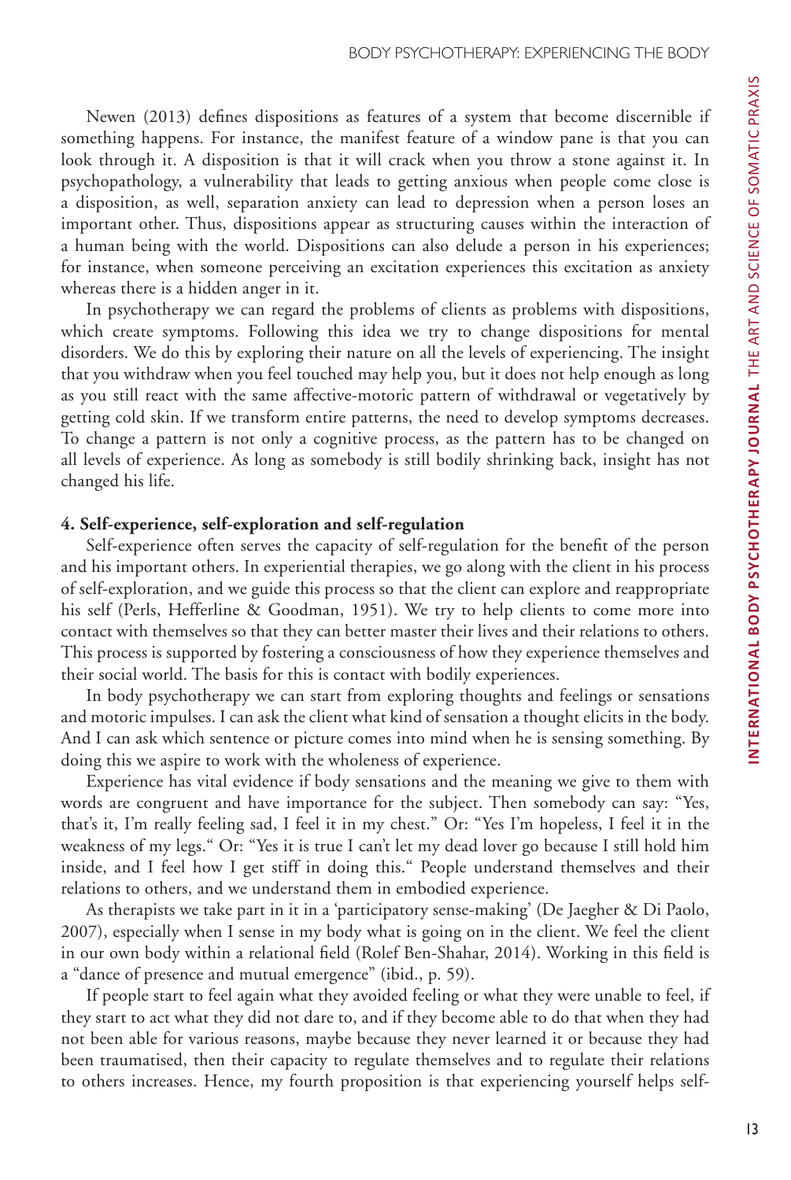Newen (2013) defines dispositions as features of a system that become discernible if something happens. For instance, the manifest feature of a window pane is that you can look through it. A disposition is that it will crack when you throw a stone against it. In psychopathology, a vulnerability that leads to getting anxious when people come close is a disposition, as well, separation anxiety can lead to depression when a person loses an important other. Thus, dispositions appear as structuring causes within the interaction of a human being with the world. Dispositions can also delude a person in his experiences; for instance, when someone perceiving an excitation experiences this excitation as anxiety whereas there is a hidden anger in it.

In psychotherapy we can regard the problems of clients as problems with dispositions, which create symptoms. Following this idea we try to change dispositions for mental disorders. We do this by exploring their nature on all the levels of experiencing. The insight that you withdraw when you feel touched may help you, but it does not help enough as long as you still react with the same affective-motoric pattern of withdrawal or vegetatively by getting cold skin. If we transform entire patterns, the need to develop symptoms decreases. To change a pattern is not only a cognitive process, as the pattern has to be changed on all levels of experience. As long as somebody is still bodily shrinking back, insight has not changed his life.

#### 4. Self-experience, self-exploration and self-regulation

Self-experience often serves the capacity of self-regulation for the benefit of the person and his important others. In experiential therapies, we go along with the client in his process of self-exploration, and we guide this process so that the client can explore and reappropriate his self (Perls, Hefferline & Goodman, 1951). We try to help clients to come more into contact with themselves so that they can better master their lives and their relations to others. This process is supported by fostering a consciousness of how they experience themselves and their social world. The basis for this is contact with bodily experiences.

In body psychotherapy we can start from exploring thoughts and feelings or sensations and motoric impulses. I can ask the client what kind of sensation a thought elicits in the body. And I can ask which sentence or picture comes into mind when he is sensing something. By doing this we aspire to work with the wholeness of experience.

Experience has vital evidence if body sensations and the meaning we give to them with words are congruent and have importance for the subject. Then somebody can say: "Yes, that's it, I'm really feeling sad, I feel it in my chest." Or: "Yes I'm hopeless, I feel it in the weakness of my legs." Or: "Yes it is true I can't let my dead lover go because I still hold him inside, and I feel how I get stiff in doing this." People understand themselves and their relations to others, and we understand them in embodied experience.

As therapists we take part in it in a 'participatory sense-making' (De Jaegher & Di Paolo, 2007), especially when I sense in my body what is going on in the client. We feel the client in our own body within a relational field (Rolef Ben-Shahar, 2014). Working in this field is a "dance of presence and mutual emergence" (ibid., p. 59).

If people start to feel again what they avoided feeling or what they were unable to feel, if they start to act what they did not dare to, and if they become able to do that when they had not been able for various reasons, maybe because they never learned it or because they had been traumatised, then their capacity to regulate themselves and to regulate their relations to others increases. Hence, my fourth proposition is that experiencing yourself helps self-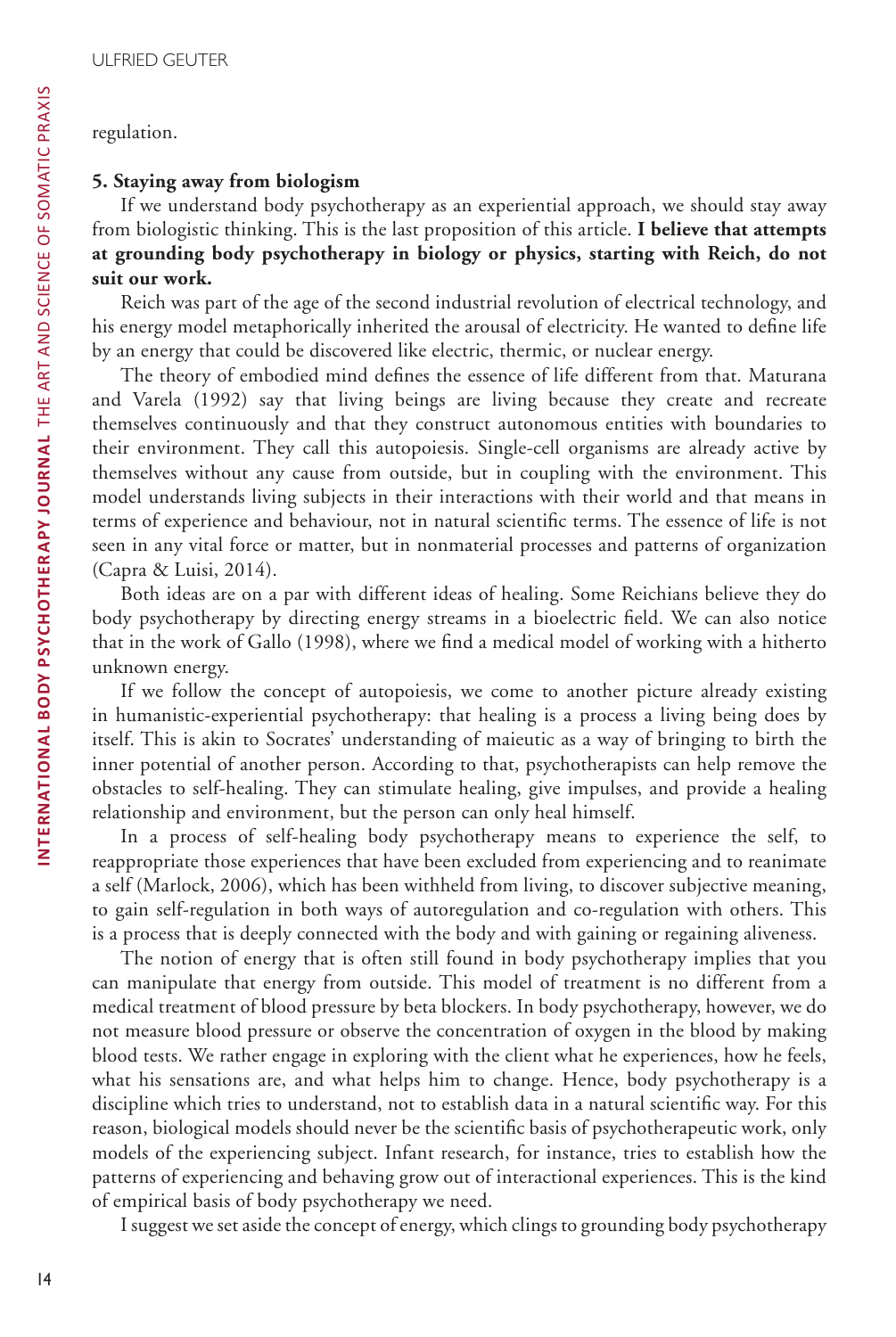regulation.

**5. Staying away from biologism**

If we understand body psychotherapy as an experiential approach, we should stay away from biologistic thinking. This is the last proposition of this article. **I believe that attempts at grounding body psychotherapy in biology or physics, starting with Reich, do not suit our work.**

Reich was part of the age of the second industrial revolution of electrical technology, and his energy model metaphorically inherited the arousal of electricity. He wanted to define life by an energy that could be discovered like electric, thermic, or nuclear energy.

The theory of embodied mind defines the essence of life different from that. Maturana and Varela (1992) say that living beings are living because they create and recreate themselves continuously and that they construct autonomous entities with boundaries to their environment. They call this autopoiesis. Single-cell organisms are already active by themselves without any cause from outside, but in coupling with the environment. This model understands living subjects in their interactions with their world and that means in terms of experience and behaviour, not in natural scientific terms. The essence of life is not seen in any vital force or matter, but in nonmaterial processes and patterns of organization (Capra & Luisi, 2014).

Both ideas are on a par with different ideas of healing. Some Reichians believe they do body psychotherapy by directing energy streams in a bioelectric field. We can also notice that in the work of Gallo (1998), where we find a medical model of working with a hitherto unknown energy.

If we follow the concept of autopoiesis, we come to another picture already existing in humanistic-experiential psychotherapy: that healing is a process a living being does by itself. This is akin to Socrates' understanding of maieutic as a way of bringing to birth the inner potential of another person. According to that, psychotherapists can help remove the obstacles to self-healing. They can stimulate healing, give impulses, and provide a healing relationship and environment, but the person can only heal himself.

In a process of self-healing body psychotherapy means to experience the self, to reappropriate those experiences that have been excluded from experiencing and to reanimate a self (Marlock, 2006), which has been withheld from living, to discover subjective meaning, to gain self-regulation in both ways of autoregulation and co-regulation with others. This is a process that is deeply connected with the body and with gaining or regaining aliveness.

The notion of energy that is often still found in body psychotherapy implies that you can manipulate that energy from outside. This model of treatment is no different from a medical treatment of blood pressure by beta blockers. In body psychotherapy, however, we do not measure blood pressure or observe the concentration of oxygen in the blood by making blood tests. We rather engage in exploring with the client what he experiences, how he feels, what his sensations are, and what helps him to change. Hence, body psychotherapy is a discipline which tries to understand, not to establish data in a natural scientific way. For this reason, biological models should never be the scientific basis of psychotherapeutic work, only models of the experiencing subject. Infant research, for instance, tries to establish how the patterns of experiencing and behaving grow out of interactional experiences. This is the kind of empirical basis of body psychotherapy we need.

I suggest we set aside the concept of energy, which clings to grounding body psychotherapy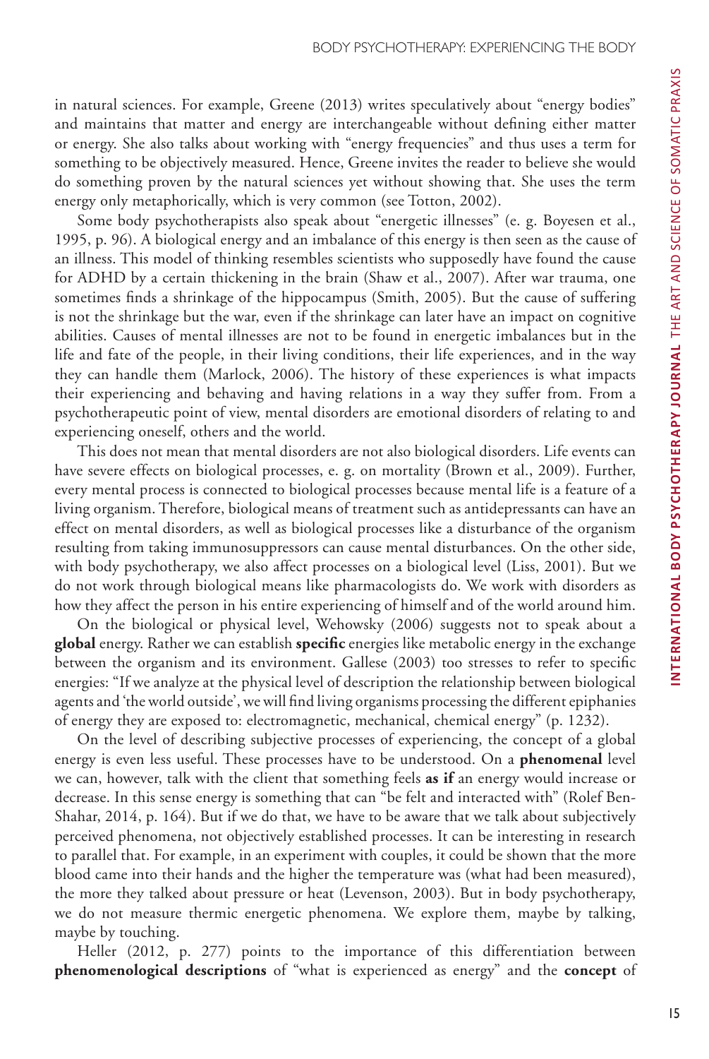in natural sciences. For example, Greene (2013) writes speculatively about "energy bodies" and maintains that matter and energy are interchangeable without defining either matter or energy. She also talks about working with "energy frequencies" and thus uses a term for something to be objectively measured. Hence, Greene invites the reader to believe she would do something proven by the natural sciences yet without showing that. She uses the term energy only metaphorically, which is very common (see Totton, 2002).

Some body psychotherapists also speak about "energetic illnesses" (e. g. Boyesen et al., 1995, p. 96). A biological energy and an imbalance of this energy is then seen as the cause of an illness. This model of thinking resembles scientists who supposedly have found the cause for ADHD by a certain thickening in the brain (Shaw et al., 2007). After war trauma, one sometimes finds a shrinkage of the hippocampus (Smith, 2005). But the cause of suffering is not the shrinkage but the war, even if the shrinkage can later have an impact on cognitive abilities. Causes of mental illnesses are not to be found in energetic imbalances but in the life and fate of the people, in their living conditions, their life experiences, and in the way they can handle them (Marlock, 2006). The history of these experiences is what impacts their experiencing and behaving and having relations in a way they suffer from. From a psychotherapeutic point of view, mental disorders are emotional disorders of relating to and experiencing oneself, others and the world.

This does not mean that mental disorders are not also biological disorders. Life events can have severe effects on biological processes, e. g. on mortality (Brown et al., 2009). Further, every mental process is connected to biological processes because mental life is a feature of a living organism. Therefore, biological means of treatment such as antidepressants can have an effect on mental disorders, as well as biological processes like a disturbance of the organism resulting from taking immunosuppressors can cause mental disturbances. On the other side, with body psychotherapy, we also affect processes on a biological level (Liss, 2001). But we do not work through biological means like pharmacologists do. We work with disorders as how they affect the person in his entire experiencing of himself and of the world around him.

On the biological or physical level, Wehowsky (2006) suggests not to speak about a **global** energy. Rather we can establish **specific** energies like metabolic energy in the exchange between the organism and its environment. Gallese (2003) too stresses to refer to specific energies: "If we analyze at the physical level of description the relationship between biological agents and 'the world outside', we will find living organisms processing the different epiphanies of energy they are exposed to: electromagnetic, mechanical, chemical energy" (p. 1232).

On the level of describing subjective processes of experiencing, the concept of a global energy is even less useful. These processes have to be understood. On a **phenomenal** level we can, however, talk with the client that something feels **as if** an energy would increase or decrease. In this sense energy is something that can "be felt and interacted with" (Rolef Ben-Shahar, 2014, p. 164). But if we do that, we have to be aware that we talk about subjectively perceived phenomena, not objectively established processes. It can be interesting in research to parallel that. For example, in an experiment with couples, it could be shown that the more blood came into their hands and the higher the temperature was (what had been measured), the more they talked about pressure or heat (Levenson, 2003). But in body psychotherapy, we do not measure thermic energetic phenomena. We explore them, maybe by talking, maybe by touching.

Heller (2012, p. 277) points to the importance of this differentiation between **phenomenological descriptions** of "what is experienced as energy" and the **concept** of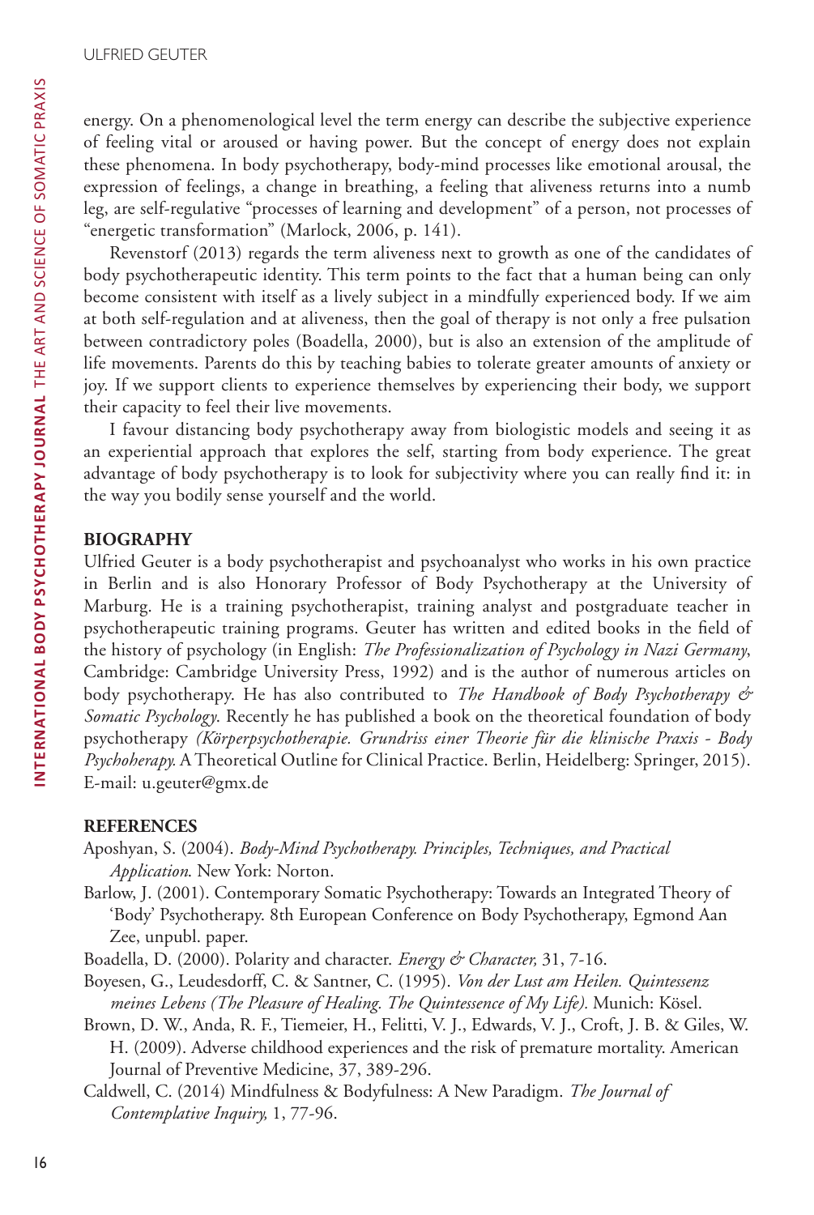energy. On a phenomenological level the term energy can describe the subjective experience of feeling vital or aroused or having power. But the concept of energy does not explain these phenomena. In body psychotherapy, body-mind processes like emotional arousal, the expression of feelings, a change in breathing, a feeling that aliveness returns into a numb leg, are self-regulative "processes of learning and development" of a person, not processes of "energetic transformation" (Marlock, 2006, p. 141).

Revenstorf (2013) regards the term aliveness next to growth as one of the candidates of body psychotherapeutic identity. This term points to the fact that a human being can only become consistent with itself as a lively subject in a mindfully experienced body. If we aim at both self-regulation and at aliveness, then the goal of therapy is not only a free pulsation between contradictory poles (Boadella, 2000), but is also an extension of the amplitude of life movements. Parents do this by teaching babies to tolerate greater amounts of anxiety or joy. If we support clients to experience themselves by experiencing their body, we support their capacity to feel their live movements.

I favour distancing body psychotherapy away from biologistic models and seeing it as an experiential approach that explores the self, starting from body experience. The great advantage of body psychotherapy is to look for subjectivity where you can really find it: in the way you bodily sense yourself and the world.

## BIOGRAPHY

Ulfried Geuter is a body psychotherapist and psychoanalyst who works in his own practice in Berlin and is also Honorary Professor of Body Psychotherapy at the University of Marburg. He is a training psychotherapist, training analyst and postgraduate teacher in psychotherapeutic training programs. Geuter has written and edited books in the field of the history of psychology (in English: *The Professionalization of Psychology in Nazi Germany*, Cambridge: Cambridge University Press, 1992) and is the author of numerous articles on body psychotherapy. He has also contributed to *The Handbook of Body Psychotherapy & Somatic Psychology.* Recently he has published a book on the theoretical foundation of body psychotherapy *(Körperpsychotherapie. Grundriss einer Theorie für die klinische Praxis - Body Psychoherapy.* A Theoretical Outline for Clinical Practice. Berlin, Heidelberg: Springer, 2015). E-mail: u.geuter@gmx.de

## REFERENCES

Aposhyan, S. (2004). *Body-Mind Psychotherapy. Principles, Techniques, and Practical Application.* New York: Norton.

Barlow, J. (2001). Contemporary Somatic Psychotherapy: Towards an Integrated Theory of 'Body' Psychotherapy. 8th European Conference on Body Psychotherapy, Egmond Aan Zee, unpubl. paper.

Boadella, D. (2000). Polarity and character. *Energy & Character,* 31, 7-16.

Boyesen, G., Leudesdorff, C. & Santner, C. (1995). *Von der Lust am Heilen. Quintessenz meines Lebens (The Pleasure of Healing. The Quintessence of My Life).* Munich: Kösel.

Brown, D. W., Anda, R. F., Tiemeier, H., Felitti, V. J., Edwards, V. J., Croft, J. B. & Giles, W. H. (2009). Adverse childhood experiences and the risk of premature mortality. American Journal of Preventive Medicine, 37, 389-296.

Caldwell, C. (2014) Mindfulness & Bodyfulness: A New Paradigm. *The Journal of Contemplative Inquiry,* 1, 77-96.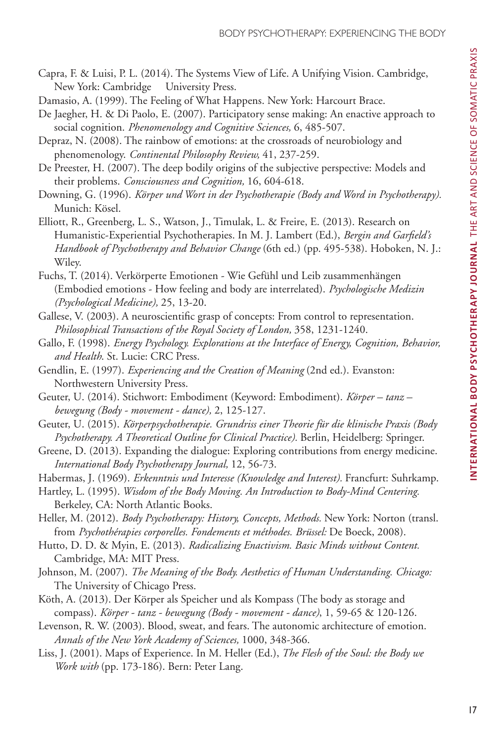Capra, F. & Luisi, P. L. (2014). The Systems View of Life. A Unifying Vision. Cambridge, New York: Cambridge University Press.

Damasio, A. (1999). The Feeling of What Happens. New York: Harcourt Brace.

De Jaegher, H. & Di Paolo, E. (2007). Participatory sense making: An enactive approach to social cognition. *Phenomenology and Cognitive Sciences,* 6, 485-507.

Depraz, N. (2008). The rainbow of emotions: at the crossroads of neurobiology and phenomenology. *Continental Philosophy Review,* 41, 237-259.

De Preester, H. (2007). The deep bodily origins of the subjective perspective: Models and their problems. *Consciousness and Cognition,* 16, 604-618.

Downing, G. (1996). *Körper und Wort in der Psychotherapie (Body and Word in Psychotherapy).* Munich: Kösel.

Elliott, R., Greenberg, L. S., Watson, J., Timulak, L. & Freire, E. (2013). Research on Humanistic-Experiential Psychotherapies. In M. J. Lambert (Ed.), *Bergin and Garfield's Handbook of Psychotherapy and Behavior Change* (6th ed.) (pp. 495-538). Hoboken, N. J.: Wiley.

Fuchs, T. (2014). Verkörperte Emotionen - Wie Gefühl und Leib zusammenhängen (Embodied emotions - How feeling and body are interrelated). *Psychologische Medizin (Psychological Medicine),* 25, 13-20.

Gallese, V. (2003). A neuroscientific grasp of concepts: From control to representation. *Philosophical Transactions of the Royal Society of London,* 358, 1231-1240.

Gallo, F. (1998). *Energy Psychology. Explorations at the Interface of Energy, Cognition, Behavior, and Health.* St. Lucie: CRC Press.

Gendlin, E. (1997). *Experiencing and the Creation of Meaning* (2nd ed.). Evanston: Northwestern University Press.

Geuter, U. (2014). Stichwort: Embodiment (Keyword: Embodiment). *Körper – tanz – bewegung (Body - movement - dance),* 2, 125-127.

Geuter, U. (2015). *Körperpsychotherapie. Grundriss einer Theorie für die klinische Praxis (Body Psychotherapy. A Theoretical Outline for Clinical Practice).* Berlin, Heidelberg: Springer.

Greene, D. (2013). Expanding the dialogue: Exploring contributions from energy medicine. *International Body Psychotherapy Journal,* 12, 56-73.

Habermas, J. (1969). *Erkenntnis und Interesse (Knowledge and Interest).* Francfurt: Suhrkamp.

Hartley, L. (1995). *Wisdom of the Body Moving. An Introduction to Body-Mind Centering.* Berkeley, CA: North Atlantic Books.

Heller, M. (2012). *Body Psychotherapy: History, Concepts, Methods.* New York: Norton (transl. from *Psychothérapies corporelles. Fondements et méthodes. Brüssel:* De Boeck, 2008).

Hutto, D. D. & Myin, E. (2013). *Radicalizing Enactivism. Basic Minds without Content.* Cambridge, MA: MIT Press.

Johnson, M. (2007). *The Meaning of the Body. Aesthetics of Human Understanding. Chicago:* The University of Chicago Press.

Köth, A. (2013). Der Körper als Speicher und als Kompass (The body as storage and compass). *Körper - tanz - bewegung (Body - movement - dance)*, 1, 59-65 & 120-126.

Levenson, R. W. (2003). Blood, sweat, and fears. The autonomic architecture of emotion. *Annals of the New York Academy of Sciences,* 1000, 348-366.

Liss, J. (2001). Maps of Experience. In M. Heller (Ed.), *The Flesh of the Soul: the Body we Work with* (pp. 173-186). Bern: Peter Lang.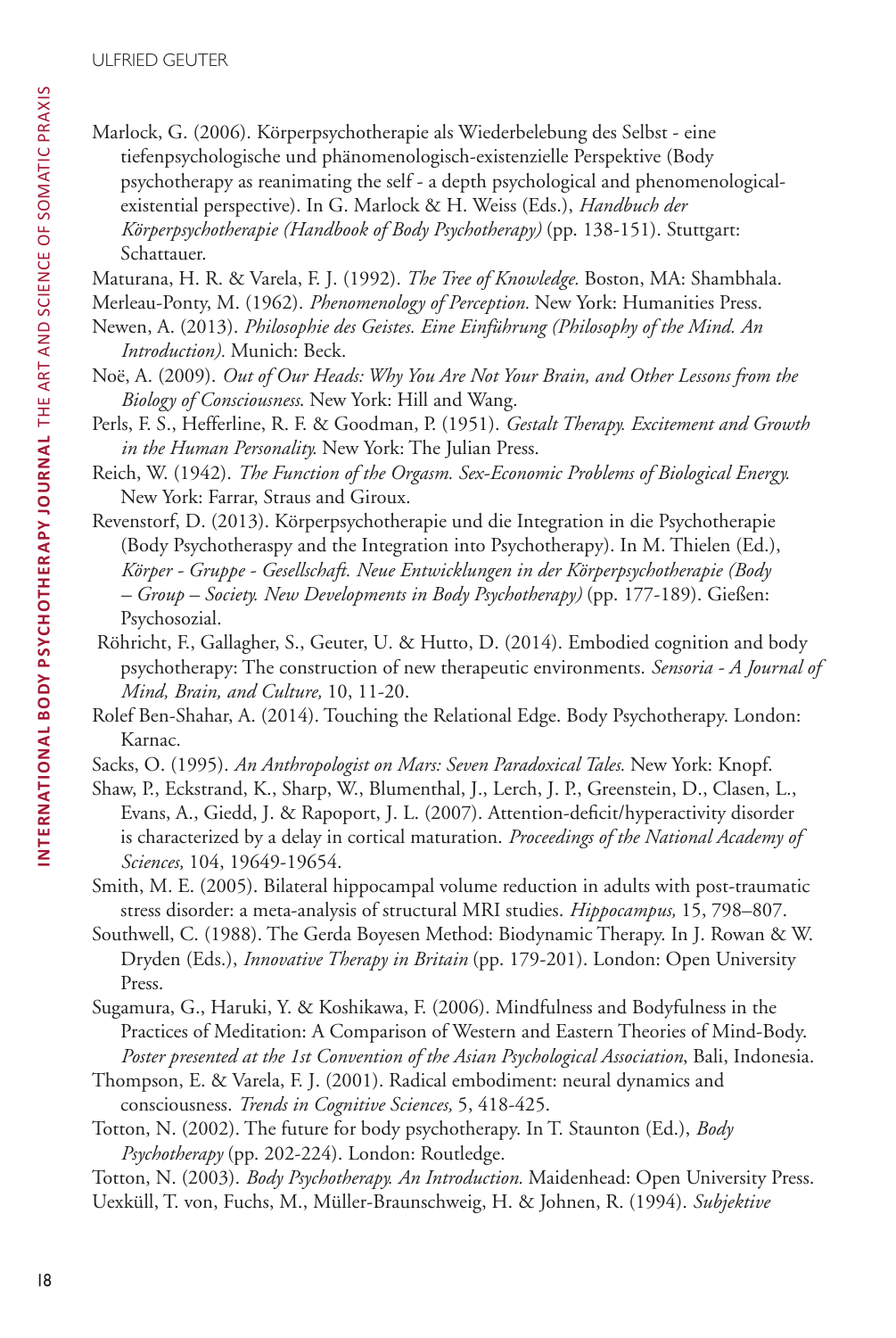Marlock, G. (2006). Körperpsychotherapie als Wiederbelebung des Selbst - eine tiefenpsychologische und phänomenologisch-existenzielle Perspektive (Body psychotherapy as reanimating the self - a depth psychological and phenomenological-existential perspective). In G. Marlock & H. Weiss (Eds.), *Handbuch der Körperpsychotherapie (Handbook of Body Psychotherapy)* (pp. 138-151). Stuttgart: Schattauer.

Maturana, H. R. & Varela, F. J. (1992). *The Tree of Knowledge.* Boston, MA: Shambhala.

Merleau-Ponty, M. (1962). *Phenomenology of Perception.* New York: Humanities Press.

Newen, A. (2013). *Philosophie des Geistes. Eine Einführung (Philosophy of the Mind. An Introduction).* Munich: Beck.

Noë, A. (2009). *Out of Our Heads: Why You Are Not Your Brain, and Other Lessons from the Biology of Consciousness*. New York: Hill and Wang.

Perls, F. S., Hefferline, R. F. & Goodman, P. (1951). *Gestalt Therapy. Excitement and Growth in the Human Personality.* New York: The Julian Press.

Reich, W. (1942). *The Function of the Orgasm. Sex-Economic Problems of Biological Energy.* New York: Farrar, Straus and Giroux.

Revenstorf, D. (2013). Körperpsychotherapie und die Integration in die Psychotherapie (Body Psychotheraspy and the Integration into Psychotherapy). In M. Thielen (Ed.), *Körper - Gruppe - Gesellschaft. Neue Entwicklungen in der Körperpsychotherapie (Body – Group – Society. New Developments in Body Psychotherapy)* (pp. 177-189). Gießen: Psychosozial.

Röhricht, F., Gallagher, S., Geuter, U. & Hutto, D. (2014). Embodied cognition and body psychotherapy: The construction of new therapeutic environments. *Sensoria - A Journal of Mind, Brain, and Culture,* 10, 11-20.

Rolef Ben-Shahar, A. (2014). Touching the Relational Edge. Body Psychotherapy. London: Karnac.

Sacks, O. (1995). *An Anthropologist on Mars: Seven Paradoxical Tales.* New York: Knopf.

Shaw, P., Eckstrand, K., Sharp, W., Blumenthal, J., Lerch, J. P., Greenstein, D., Clasen, L., Evans, A., Giedd, J. & Rapoport, J. L. (2007). Attention-deficit/hyperactivity disorder is characterized by a delay in cortical maturation. *Proceedings of the National Academy of Sciences,* 104, 19649-19654.

Smith, M. E. (2005). Bilateral hippocampal volume reduction in adults with post-traumatic stress disorder: a meta-analysis of structural MRI studies. *Hippocampus,* 15, 798–807.

Southwell, C. (1988). The Gerda Boyesen Method: Biodynamic Therapy. In J. Rowan & W. Dryden (Eds.), *Innovative Therapy in Britain* (pp. 179-201). London: Open University Press.

Sugamura, G., Haruki, Y. & Koshikawa, F. (2006). Mindfulness and Bodyfulness in the Practices of Meditation: A Comparison of Western and Eastern Theories of Mind-Body. *Poster presented at the 1st Convention of the Asian Psychological Association*, Bali, Indonesia.

Thompson, E. & Varela, F. J. (2001). Radical embodiment: neural dynamics and consciousness. *Trends in Cognitive Sciences,* 5, 418-425.

Totton, N. (2002). The future for body psychotherapy. In T. Staunton (Ed.), *Body Psychotherapy* (pp. 202-224). London: Routledge.

Totton, N. (2003). *Body Psychotherapy. An Introduction.* Maidenhead: Open University Press.

Uexküll, T. von, Fuchs, M., Müller-Braunschweig, H. & Johnen, R. (1994). *Subjektive*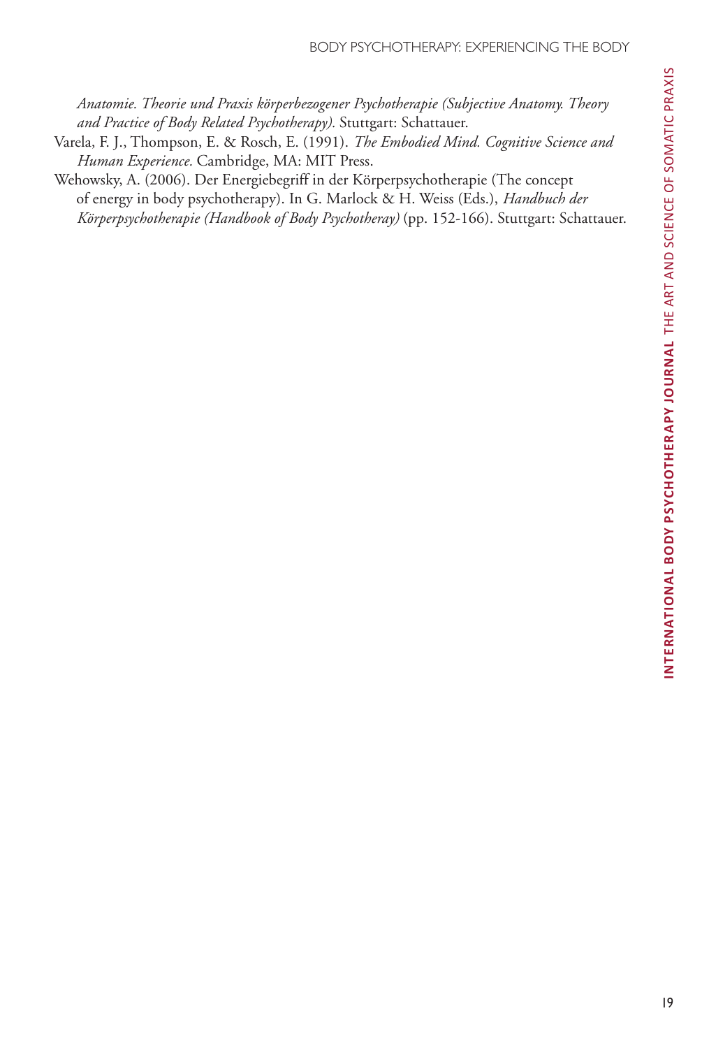*Anatomie. Theorie und Praxis körperbezogener Psychotherapie (Subjective Anatomy. Theory and Practice of Body Related Psychotherapy).* Stuttgart: Schattauer.

Varela, F. J., Thompson, E. & Rosch, E. (1991). *The Embodied Mind. Cognitive Science and Human Experience.* Cambridge, MA: MIT Press.

Wehowsky, A. (2006). Der Energiebegriff in der Körperpsychotherapie (The concept of energy in body psychotherapy). In G. Marlock & H. Weiss (Eds.), *Handbuch der Körperpsychotherapie (Handbook of Body Psychotheray)* (pp. 152-166). Stuttgart: Schattauer.